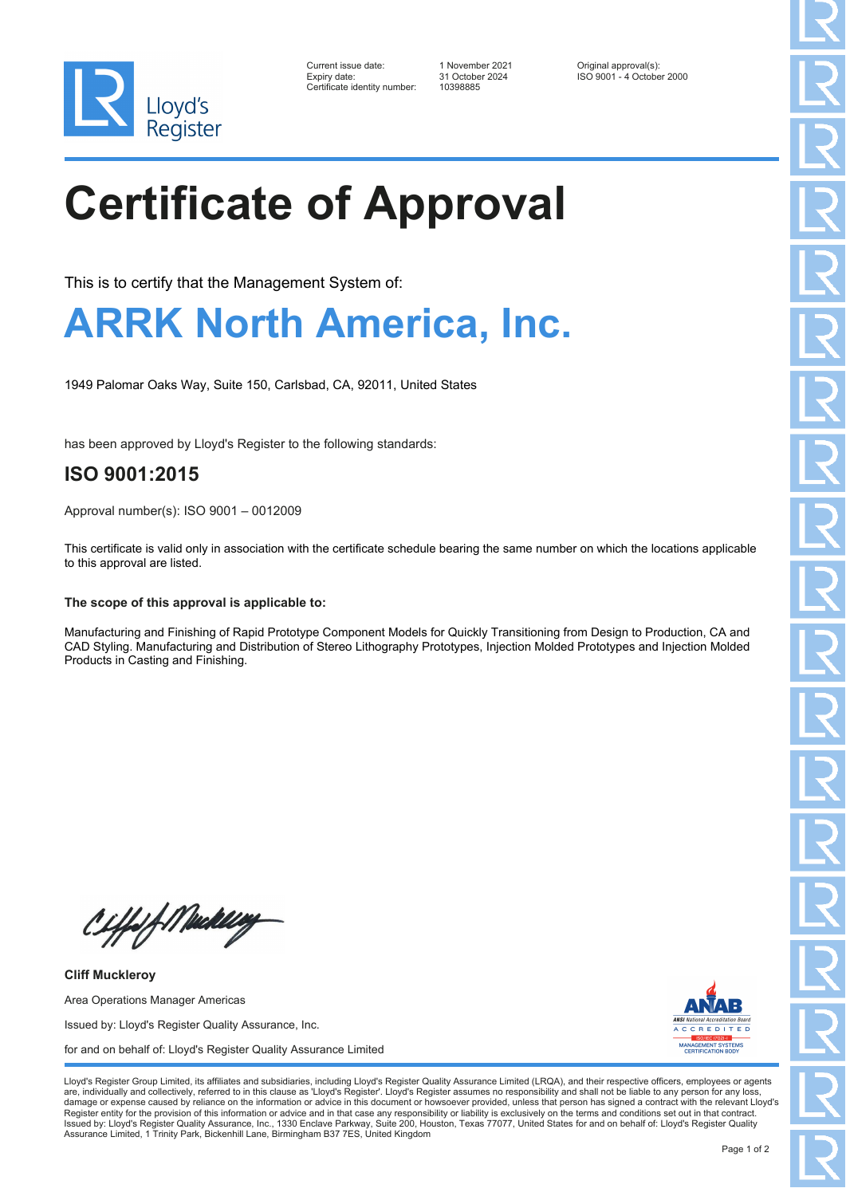Lloyd's Register

| | | |
|---|---|---|
| Current issue date: | 1 November 2021 | Original approval(s): |
| Expiry date: | 31 October 2024 | ISO 9001 - 4 October 2000 |
| Certificate identity number: | 10398885 | |

# Certificate of Approval

This is to certify that the Management System of:

## ARRK North America, Inc.

1949 Palomar Oaks Way, Suite 150, Carlsbad, CA, 92011, United States

has been approved by Lloyd's Register to the following standards:

## ISO 9001:2015

Approval number(s): ISO 9001 – 0012009

This certificate is valid only in association with the certificate schedule bearing the same number on which the locations applicable to this approval are listed.

**The scope of this approval is applicable to:**

Manufacturing and Finishing of Rapid Prototype Component Models for Quickly Transitioning from Design to Production, CA and CAD Styling. Manufacturing and Distribution of Stereo Lithography Prototypes, Injection Molded Prototypes and Injection Molded Products in Casting and Finishing.

**Cliff Muckleroy**

Area Operations Manager Americas

Issued by: Lloyd's Register Quality Assurance, Inc.

for and on behalf of: Lloyd's Register Quality Assurance Limited

ANAB ANSI National Accreditation Board ACCREDITED ISO/IEC 17021-1 MANAGEMENT SYSTEMS CERTIFICATION BODY

Lloyd's Register Group Limited, its affiliates and subsidiaries, including Lloyd's Register Quality Assurance Limited (LRQA), and their respective officers, employees or agents are, individually and collectively, referred to in this clause as 'Lloyd's Register'. Lloyd's Register assumes no responsibility and shall not be liable to any person for any loss, damage or expense caused by reliance on the information or advice in this document or howsoever provided, unless that person has signed a contract with the relevant Lloyd's Register entity for the provision of this information or advice and in that case any responsibility or liability is exclusively on the terms and conditions set out in that contract. Issued by: Lloyd's Register Quality Assurance, Inc., 1330 Enclave Parkway, Suite 200, Houston, Texas 77077, United States for and on behalf of: Lloyd's Register Quality Assurance Limited, 1 Trinity Park, Bickenhill Lane, Birmingham B37 7ES, United Kingdom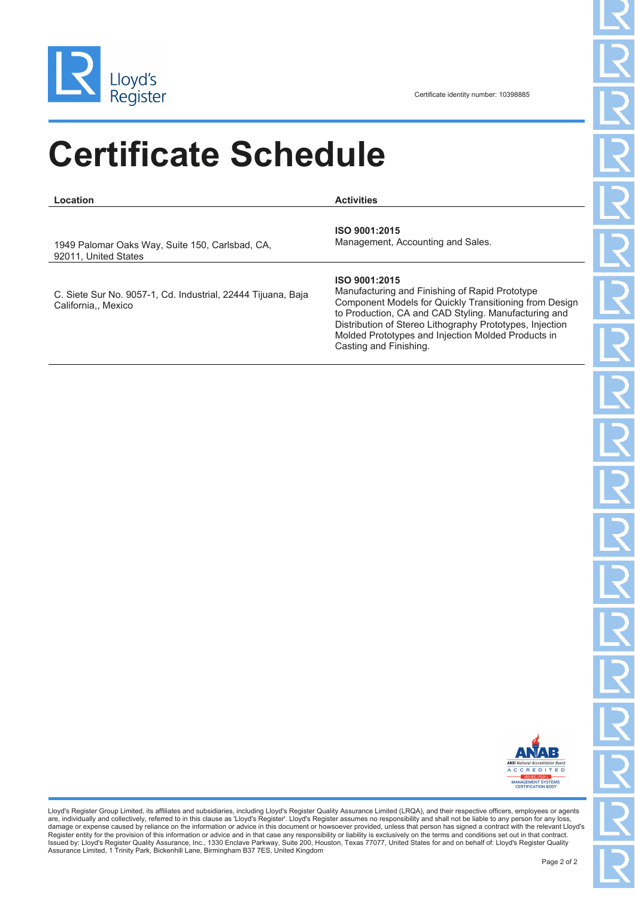Lloyd's Register

Certificate identity number: 10398885

# Certificate Schedule

| Location | Activities |
| --- | --- |
| 1949 Palomar Oaks Way, Suite 150, Carlsbad, CA, 92011, United States | **ISO 9001:2015**<br>Management, Accounting and Sales. |
| C. Siete Sur No. 9057-1, Cd. Industrial, 22444 Tijuana, Baja California,, Mexico | **ISO 9001:2015**<br>Manufacturing and Finishing of Rapid Prototype Component Models for Quickly Transitioning from Design to Production, CA and CAD Styling. Manufacturing and Distribution of Stereo Lithography Prototypes, Injection Molded Prototypes and Injection Molded Products in Casting and Finishing. |

ANAB
ANSI National Accreditation Board
ACCREDITED
ISO/IEC 17021-1
MANAGEMENT SYSTEMS CERTIFICATION BODY

Lloyd's Register Group Limited, its affiliates and subsidiaries, including Lloyd's Register Quality Assurance Limited (LRQA), and their respective officers, employees or agents are, individually and collectively, referred to in this clause as 'Lloyd's Register'. Lloyd's Register assumes no responsibility and shall not be liable to any person for any loss, damage or expense caused by reliance on the information or advice in this document or howsoever provided, unless that person has signed a contract with the relevant Lloyd's Register entity for the provision of this information or advice and in that case any responsibility or liability is exclusively on the terms and conditions set out in that contract.
Issued by: Lloyd's Register Quality Assurance, Inc., 1330 Enclave Parkway, Suite 200, Houston, Texas 77077, United States for and on behalf of: Lloyd's Register Quality Assurance Limited, 1 Trinity Park, Bickenhill Lane, Birmingham B37 7ES, United Kingdom